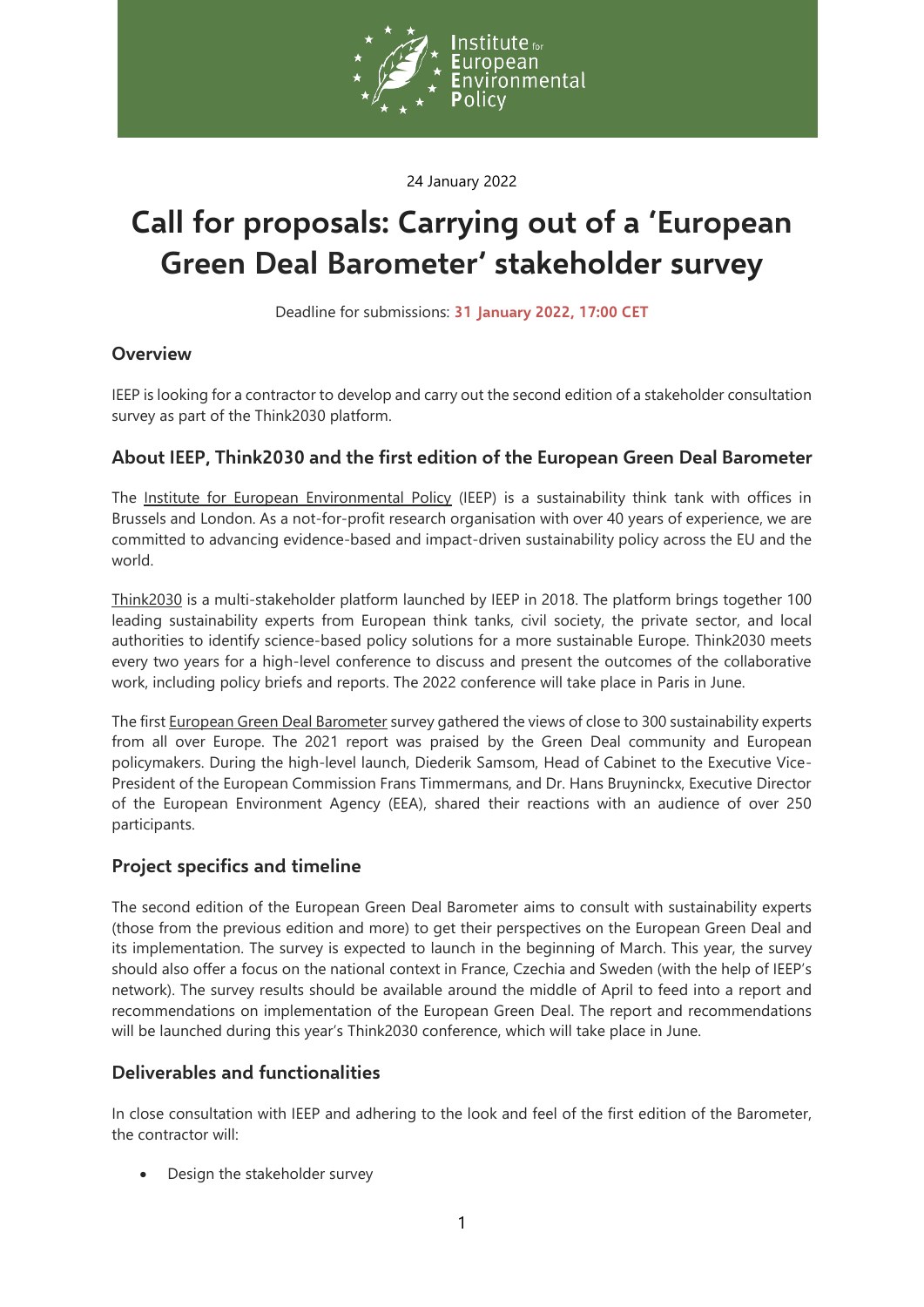Institute for European Environmental Policy

24 January 2022

# Call for proposals: Carrying out of a 'European Green Deal Barometer' stakeholder survey

Deadline for submissions: **31 January 2022, 17:00 CET**

## Overview

IEEP is looking for a contractor to develop and carry out the second edition of a stakeholder consultation survey as part of the Think2030 platform.

## About IEEP, Think2030 and the first edition of the European Green Deal Barometer

The Institute for European Environmental Policy (IEEP) is a sustainability think tank with offices in Brussels and London. As a not-for-profit research organisation with over 40 years of experience, we are committed to advancing evidence-based and impact-driven sustainability policy across the EU and the world.

Think2030 is a multi-stakeholder platform launched by IEEP in 2018. The platform brings together 100 leading sustainability experts from European think tanks, civil society, the private sector, and local authorities to identify science-based policy solutions for a more sustainable Europe. Think2030 meets every two years for a high-level conference to discuss and present the outcomes of the collaborative work, including policy briefs and reports. The 2022 conference will take place in Paris in June.

The first European Green Deal Barometer survey gathered the views of close to 300 sustainability experts from all over Europe. The 2021 report was praised by the Green Deal community and European policymakers. During the high-level launch, Diederik Samsom, Head of Cabinet to the Executive Vice-President of the European Commission Frans Timmermans, and Dr. Hans Bruyninckx, Executive Director of the European Environment Agency (EEA), shared their reactions with an audience of over 250 participants.

## Project specifics and timeline

The second edition of the European Green Deal Barometer aims to consult with sustainability experts (those from the previous edition and more) to get their perspectives on the European Green Deal and its implementation. The survey is expected to launch in the beginning of March. This year, the survey should also offer a focus on the national context in France, Czechia and Sweden (with the help of IEEP's network). The survey results should be available around the middle of April to feed into a report and recommendations on implementation of the European Green Deal. The report and recommendations will be launched during this year's Think2030 conference, which will take place in June.

## Deliverables and functionalities

In close consultation with IEEP and adhering to the look and feel of the first edition of the Barometer, the contractor will:

- Design the stakeholder survey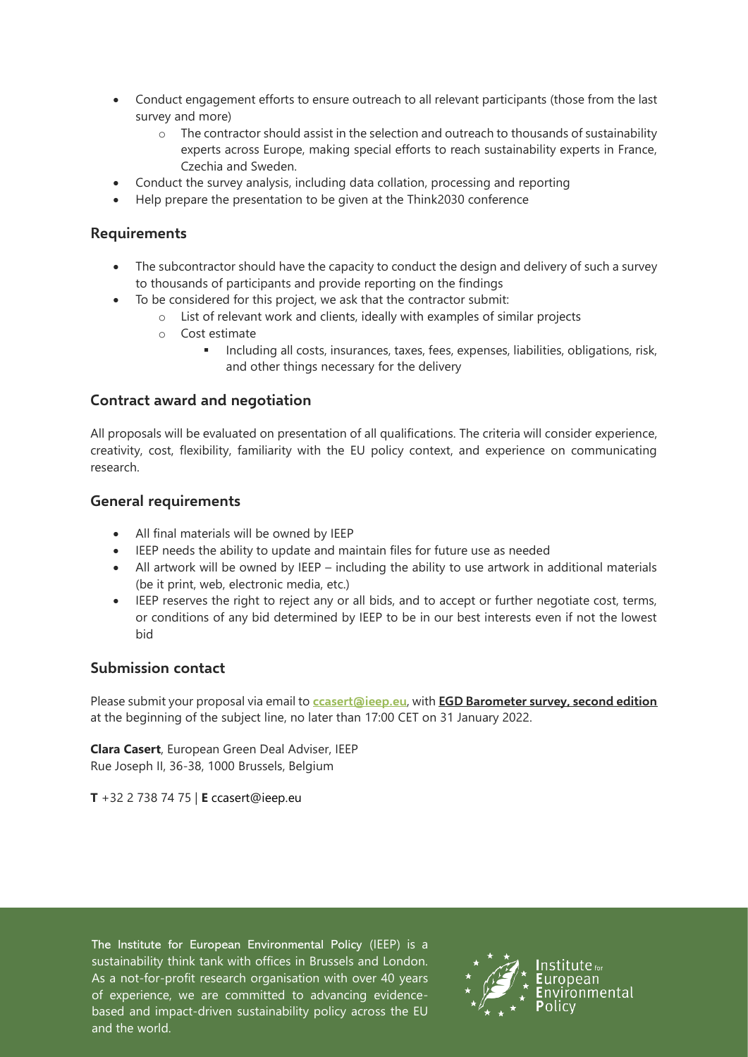- Conduct engagement efforts to ensure outreach to all relevant participants (those from the last survey and more)
  - The contractor should assist in the selection and outreach to thousands of sustainability experts across Europe, making special efforts to reach sustainability experts in France, Czechia and Sweden.
- Conduct the survey analysis, including data collation, processing and reporting
- Help prepare the presentation to be given at the Think2030 conference

## Requirements

- The subcontractor should have the capacity to conduct the design and delivery of such a survey to thousands of participants and provide reporting on the findings
- To be considered for this project, we ask that the contractor submit:
  - List of relevant work and clients, ideally with examples of similar projects
  - Cost estimate
    - Including all costs, insurances, taxes, fees, expenses, liabilities, obligations, risk, and other things necessary for the delivery

## Contract award and negotiation

All proposals will be evaluated on presentation of all qualifications. The criteria will consider experience, creativity, cost, flexibility, familiarity with the EU policy context, and experience on communicating research.

## General requirements

- All final materials will be owned by IEEP
- IEEP needs the ability to update and maintain files for future use as needed
- All artwork will be owned by IEEP – including the ability to use artwork in additional materials (be it print, web, electronic media, etc.)
- IEEP reserves the right to reject any or all bids, and to accept or further negotiate cost, terms, or conditions of any bid determined by IEEP to be in our best interests even if not the lowest bid

## Submission contact

Please submit your proposal via email to **ccasert@ieep.eu**, with **EGD Barometer survey, second edition** at the beginning of the subject line, no later than 17:00 CET on 31 January 2022.

**Clara Casert**, European Green Deal Adviser, IEEP
Rue Joseph II, 36-38, 1000 Brussels, Belgium

**T** +32 2 738 74 75 | **E** ccasert@ieep.eu

The Institute for European Environmental Policy (IEEP) is a sustainability think tank with offices in Brussels and London. As a not-for-profit research organisation with over 40 years of experience, we are committed to advancing evidence-based and impact-driven sustainability policy across the EU and the world.

Institute for European Environmental Policy